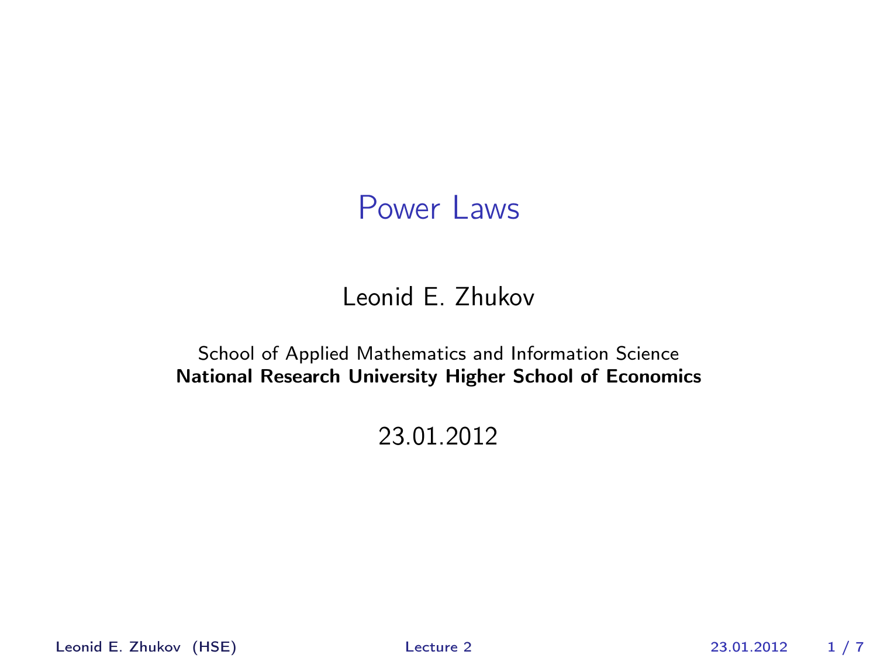# Power Laws

Leonid E. Zhukov

School of Applied Mathematics and Information Science
**National Research University Higher School of Economics**

23.01.2012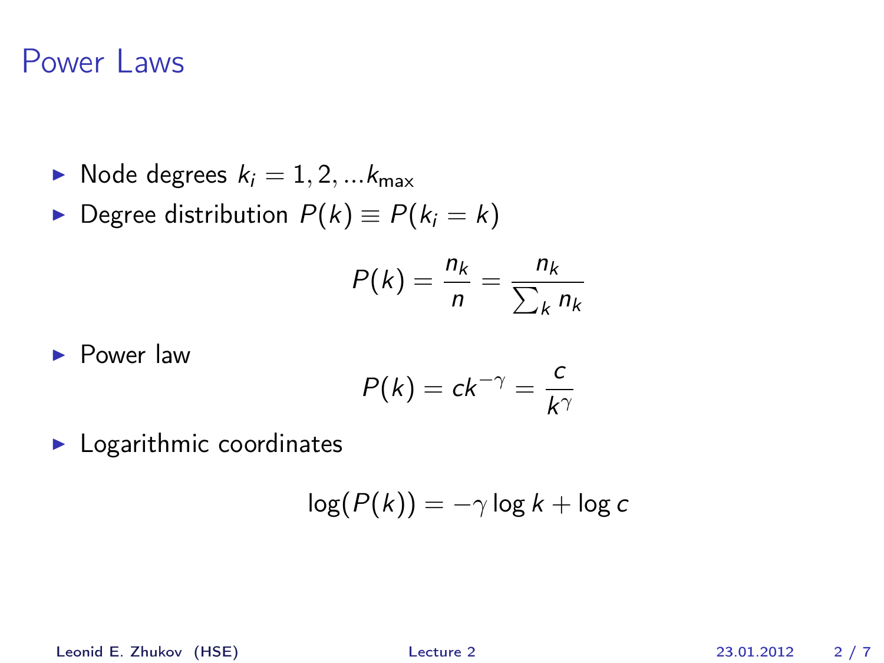# Power Laws

- Node degrees $k_i = 1, 2, ...k_{\max}$
- Degree distribution $P(k) \equiv P(k_i = k)$

$$P(k) = \frac{n_k}{n} = \frac{n_k}{\sum_k n_k}$$

- Power law

$$P(k) = ck^{-\gamma} = \frac{c}{k^{\gamma}}$$

- Logarithmic coordinates

$$\log(P(k)) = -\gamma \log k + \log c$$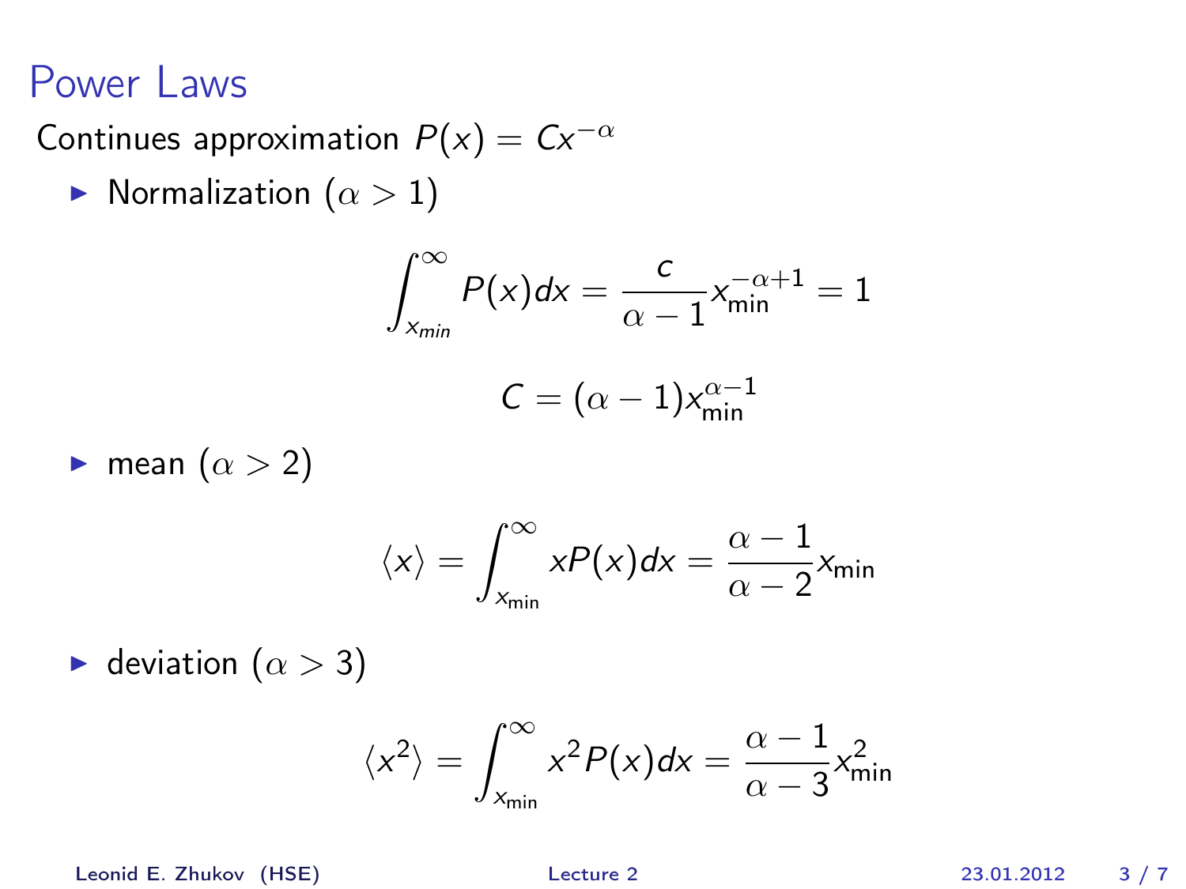# Power Laws

Continues approximation $P(x) = Cx^{-\alpha}$

- Normalization ($\alpha > 1$)

$$\int_{x_{min}}^{\infty} P(x)dx = \frac{c}{\alpha - 1} x_{\min}^{-\alpha+1} = 1$$

$$C = (\alpha - 1)x_{\min}^{\alpha-1}$$

- mean ($\alpha > 2$)

$$\langle x \rangle = \int_{x_{\min}}^{\infty} xP(x)dx = \frac{\alpha - 1}{\alpha - 2} x_{\min}$$

- deviation ($\alpha > 3$)

$$\langle x^2 \rangle = \int_{x_{\min}}^{\infty} x^2 P(x)dx = \frac{\alpha - 1}{\alpha - 3} x_{\min}^2$$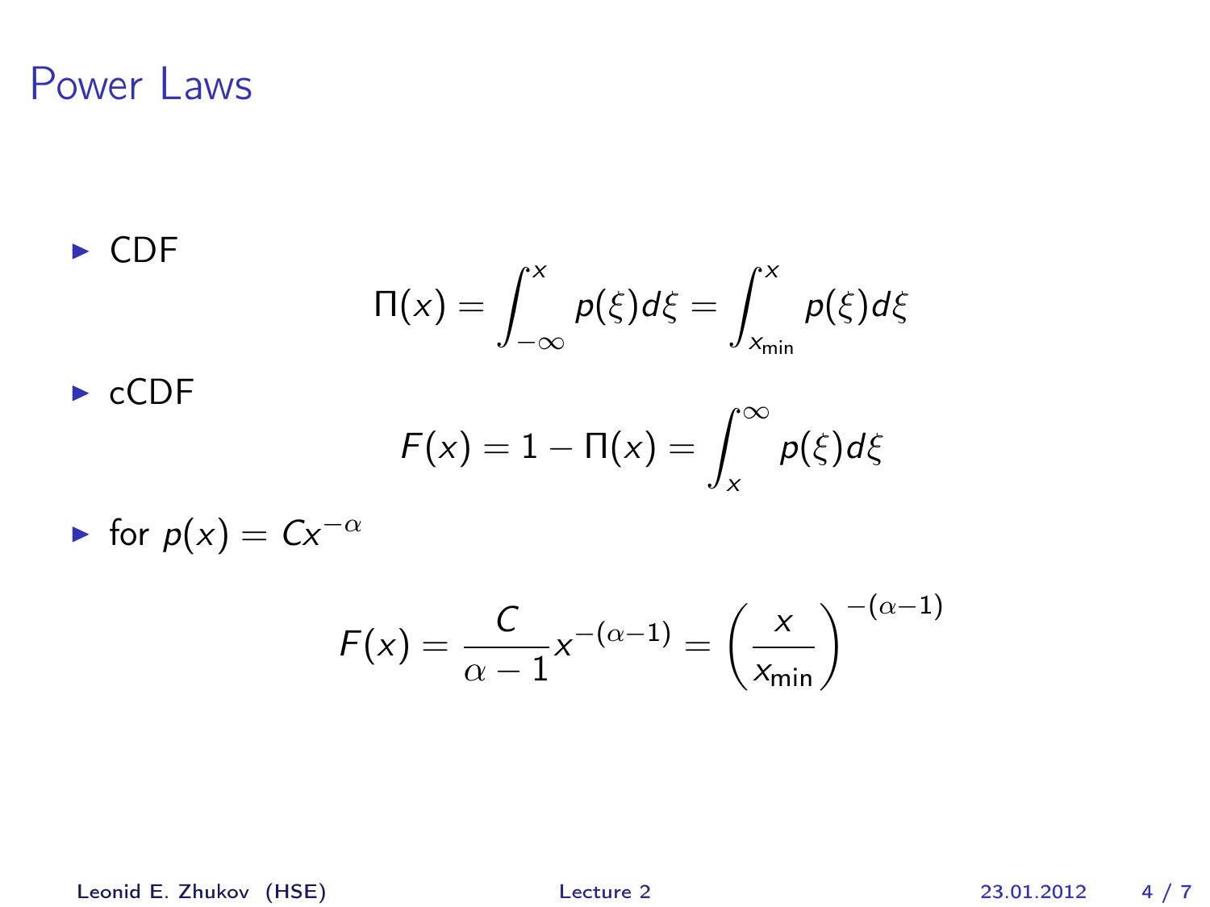# Power Laws

- CDF

$$\Pi(x) = \int_{-\infty}^{x} p(\xi) d\xi = \int_{x_{\min}}^{x} p(\xi) d\xi$$

- cCDF

$$F(x) = 1 - \Pi(x) = \int_{x}^{\infty} p(\xi) d\xi$$

- for $p(x) = Cx^{-\alpha}$

$$F(x) = \frac{C}{\alpha - 1} x^{-(\alpha-1)} = \left(\frac{x}{x_{\min}}\right)^{-(\alpha-1)}$$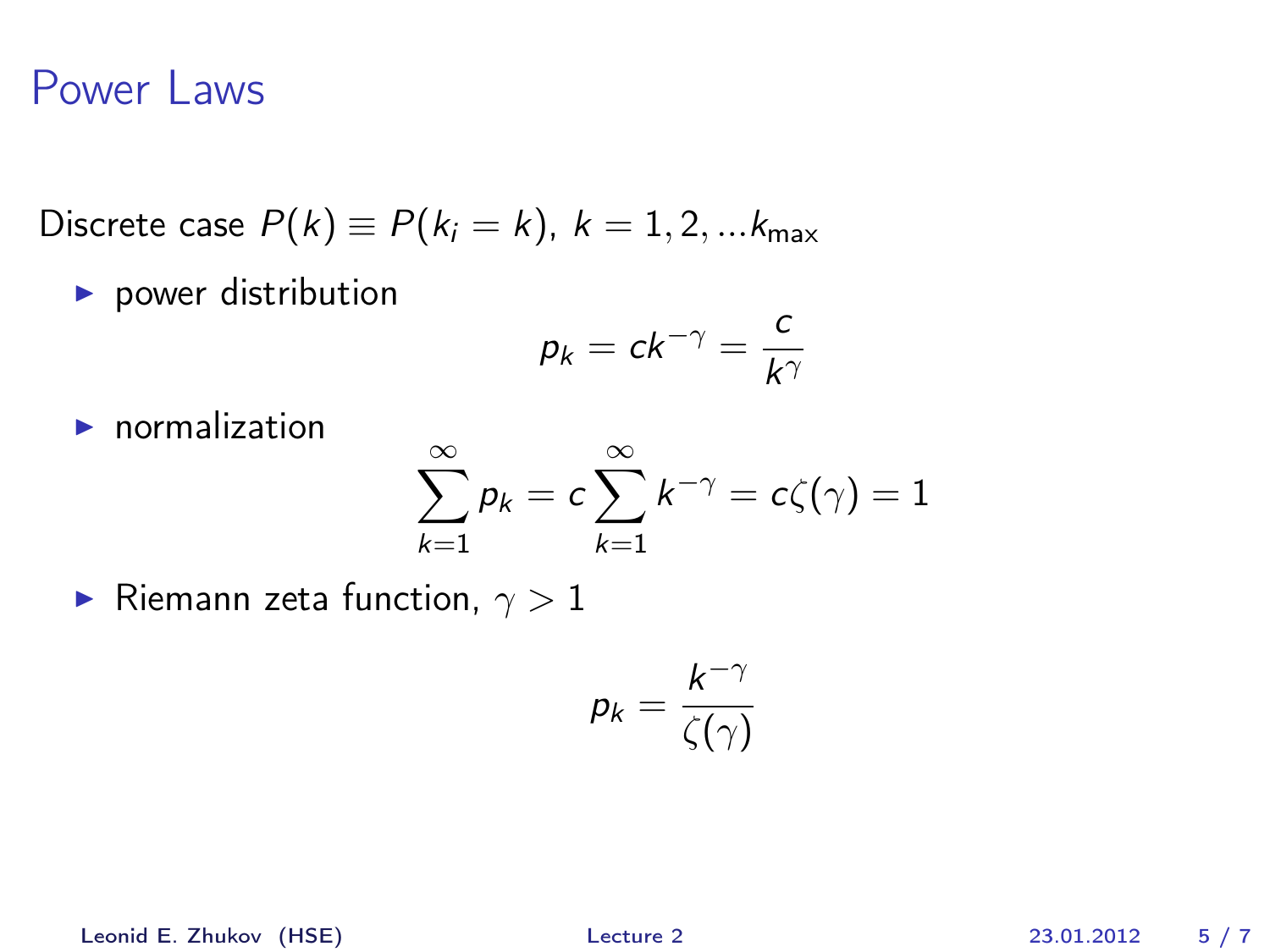# Power Laws

Discrete case $P(k) \equiv P(k_i = k)$, $k = 1, 2, ...k_{\max}$

- power distribution

$$p_k = ck^{-\gamma} = \frac{c}{k^{\gamma}}$$

- normalization

$$\sum_{k=1}^{\infty} p_k = c \sum_{k=1}^{\infty} k^{-\gamma} = c\zeta(\gamma) = 1$$

- Riemann zeta function, $\gamma > 1$

$$p_k = \frac{k^{-\gamma}}{\zeta(\gamma)}$$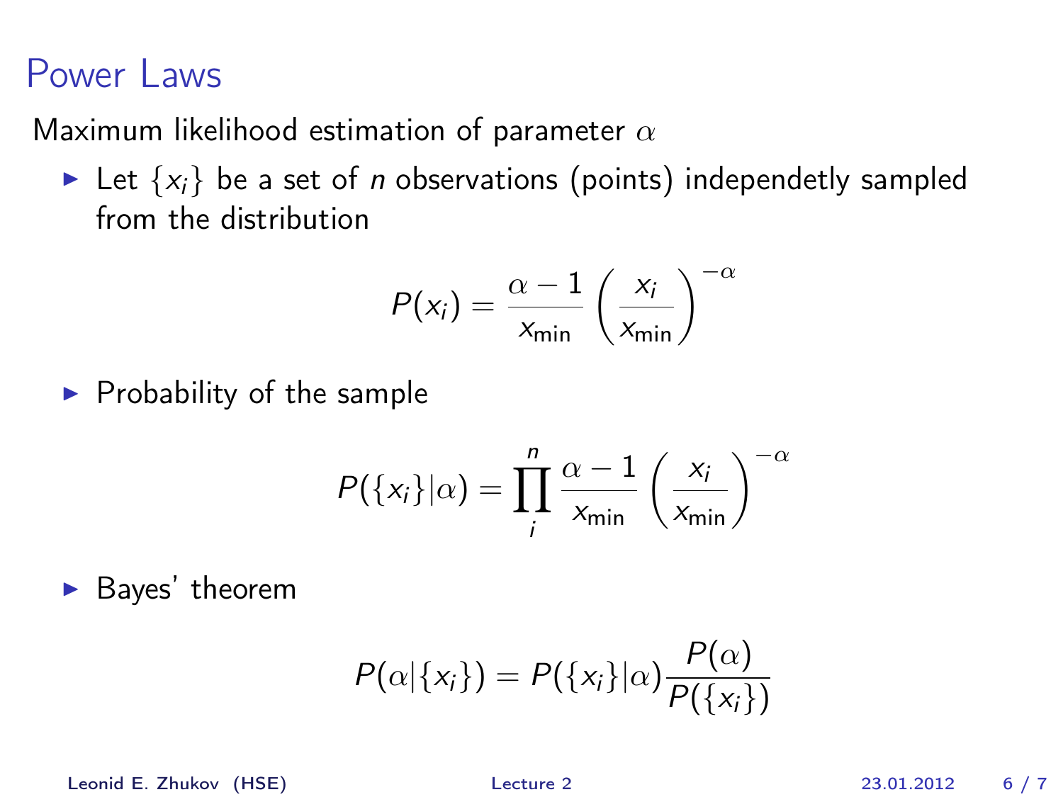# Power Laws

Maximum likelihood estimation of parameter $\alpha$

- Let $\{x_i\}$ be a set of $n$ observations (points) independetly sampled from the distribution

$$P(x_i) = \frac{\alpha - 1}{x_{\min}} \left( \frac{x_i}{x_{\min}} \right)^{-\alpha}$$

- Probability of the sample

$$P(\{x_i\}|\alpha) = \prod_i^n \frac{\alpha - 1}{x_{\min}} \left( \frac{x_i}{x_{\min}} \right)^{-\alpha}$$

- Bayes' theorem

$$P(\alpha|\{x_i\}) = P(\{x_i\}|\alpha) \frac{P(\alpha)}{P(\{x_i\})}$$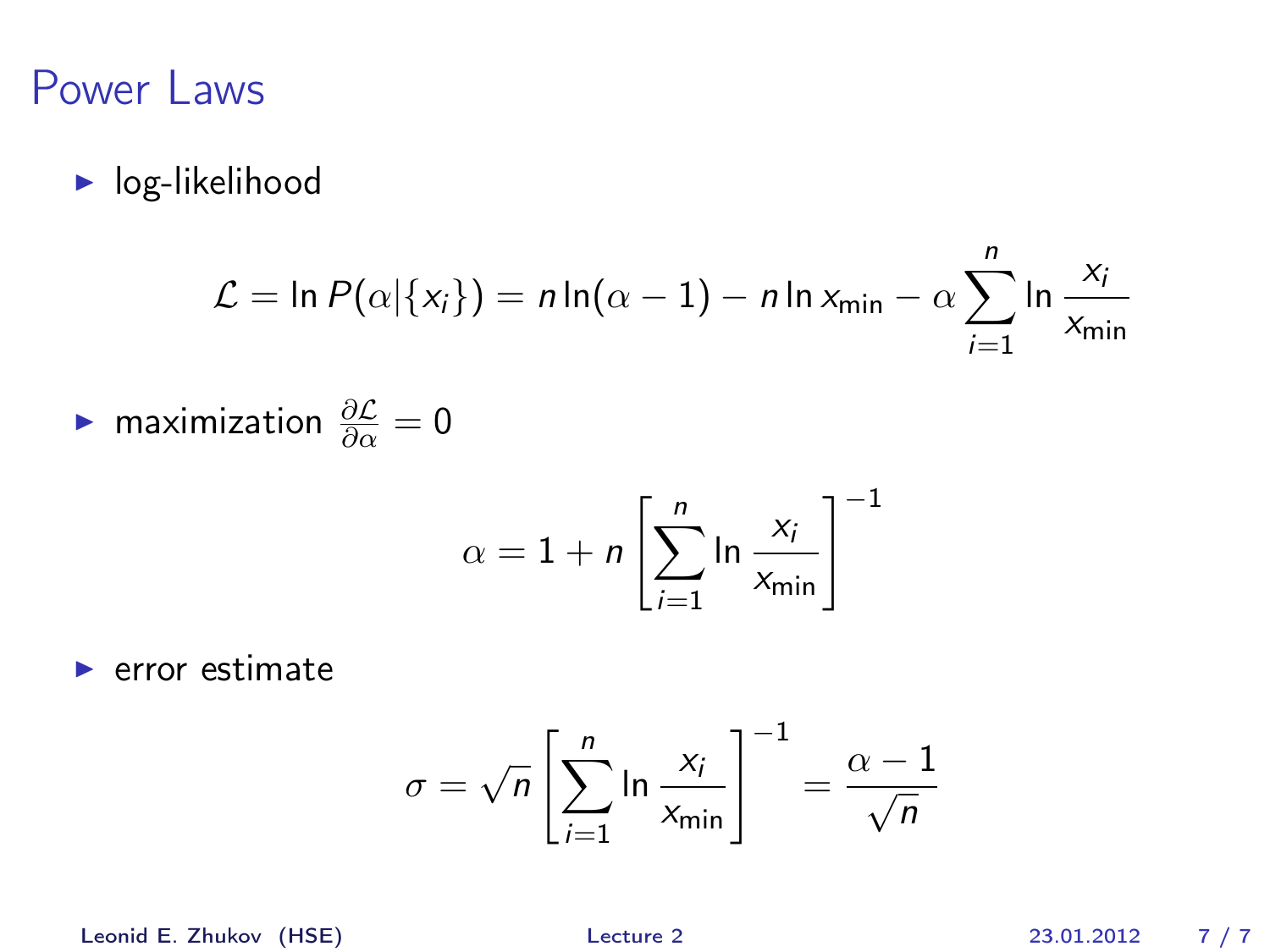# Power Laws

- log-likelihood

$$\mathcal{L} = \ln P(\alpha|\{x_i\}) = n \ln(\alpha - 1) - n \ln x_{\min} - \alpha \sum_{i=1}^{n} \ln \frac{x_i}{x_{\min}}$$

- maximization $\frac{\partial \mathcal{L}}{\partial \alpha} = 0$

$$\alpha = 1 + n \left[ \sum_{i=1}^{n} \ln \frac{x_i}{x_{\min}} \right]^{-1}$$

- error estimate

$$\sigma = \sqrt{n} \left[ \sum_{i=1}^{n} \ln \frac{x_i}{x_{\min}} \right]^{-1} = \frac{\alpha - 1}{\sqrt{n}}$$